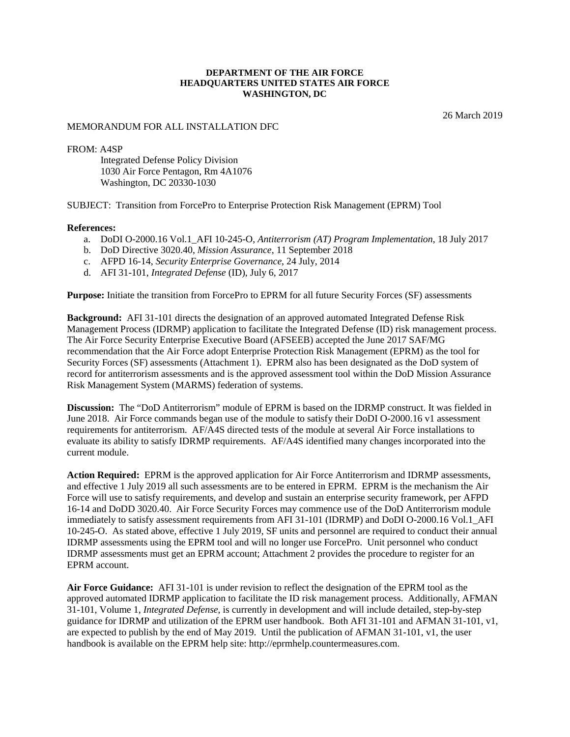**DEPARTMENT OF THE AIR FORCE**
**HEADQUARTERS UNITED STATES AIR FORCE**
**WASHINGTON, DC**

26 March 2019

MEMORANDUM FOR ALL INSTALLATION DFC

FROM: A4SP
Integrated Defense Policy Division
1030 Air Force Pentagon, Rm 4A1076
Washington, DC 20330-1030

SUBJECT: Transition from ForcePro to Enterprise Protection Risk Management (EPRM) Tool

**References:**

a. DoDI O-2000.16 Vol.1_AFI 10-245-O, *Antiterrorism (AT) Program Implementation*, 18 July 2017
b. DoD Directive 3020.40, *Mission Assurance*, 11 September 2018
c. AFPD 16-14, *Security Enterprise Governance*, 24 July, 2014
d. AFI 31-101, *Integrated Defense* (ID), July 6, 2017

**Purpose:** Initiate the transition from ForcePro to EPRM for all future Security Forces (SF) assessments

**Background:** AFI 31-101 directs the designation of an approved automated Integrated Defense Risk Management Process (IDRMP) application to facilitate the Integrated Defense (ID) risk management process. The Air Force Security Enterprise Executive Board (AFSEEB) accepted the June 2017 SAF/MG recommendation that the Air Force adopt Enterprise Protection Risk Management (EPRM) as the tool for Security Forces (SF) assessments (Attachment 1). EPRM also has been designated as the DoD system of record for antiterrorism assessments and is the approved assessment tool within the DoD Mission Assurance Risk Management System (MARMS) federation of systems.

**Discussion:** The "DoD Antiterrorism" module of EPRM is based on the IDRMP construct. It was fielded in June 2018. Air Force commands began use of the module to satisfy their DoDI O-2000.16 v1 assessment requirements for antiterrorism. AF/A4S directed tests of the module at several Air Force installations to evaluate its ability to satisfy IDRMP requirements. AF/A4S identified many changes incorporated into the current module.

**Action Required:** EPRM is the approved application for Air Force Antiterrorism and IDRMP assessments, and effective 1 July 2019 all such assessments are to be entered in EPRM. EPRM is the mechanism the Air Force will use to satisfy requirements, and develop and sustain an enterprise security framework, per AFPD 16-14 and DoDD 3020.40. Air Force Security Forces may commence use of the DoD Antiterrorism module immediately to satisfy assessment requirements from AFI 31-101 (IDRMP) and DoDI O-2000.16 Vol.1_AFI 10-245-O. As stated above, effective 1 July 2019, SF units and personnel are required to conduct their annual IDRMP assessments using the EPRM tool and will no longer use ForcePro. Unit personnel who conduct IDRMP assessments must get an EPRM account; Attachment 2 provides the procedure to register for an EPRM account.

**Air Force Guidance:** AFI 31-101 is under revision to reflect the designation of the EPRM tool as the approved automated IDRMP application to facilitate the ID risk management process. Additionally, AFMAN 31-101, Volume 1, *Integrated Defense*, is currently in development and will include detailed, step-by-step guidance for IDRMP and utilization of the EPRM user handbook. Both AFI 31-101 and AFMAN 31-101, v1, are expected to publish by the end of May 2019. Until the publication of AFMAN 31-101, v1, the user handbook is available on the EPRM help site: http://eprmhelp.countermeasures.com.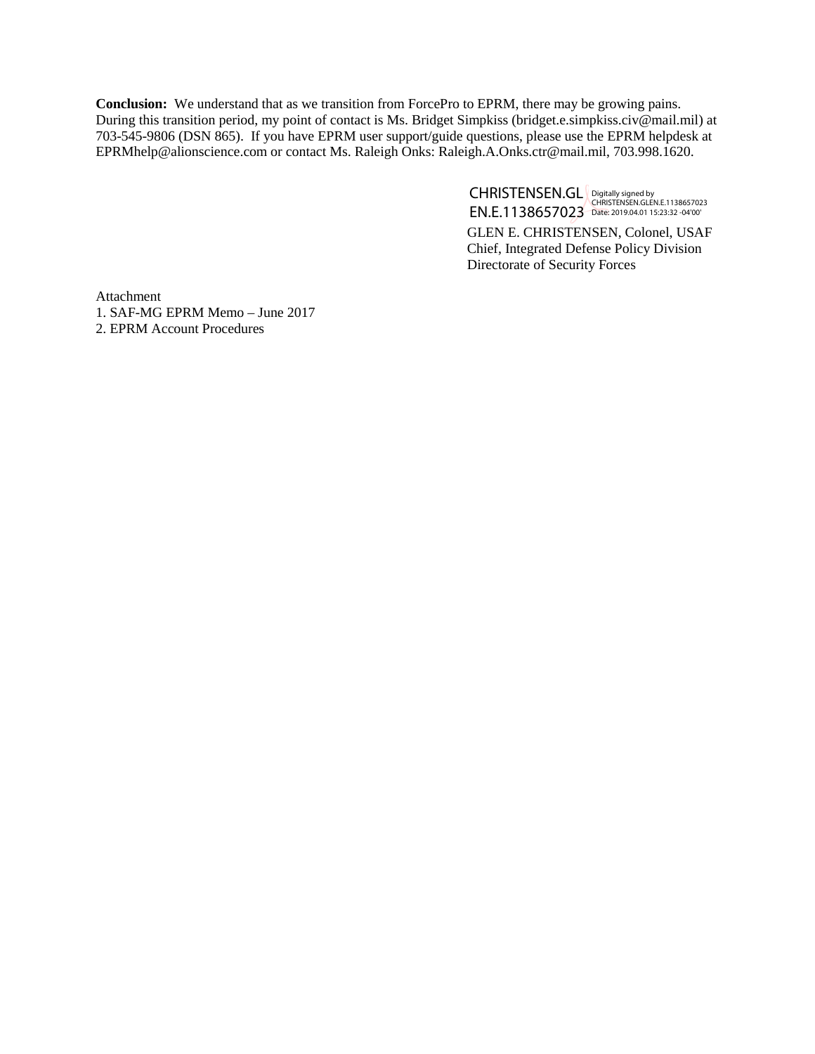**Conclusion:** We understand that as we transition from ForcePro to EPRM, there may be growing pains. During this transition period, my point of contact is Ms. Bridget Simpkiss (bridget.e.simpkiss.civ@mail.mil) at 703-545-9806 (DSN 865). If you have EPRM user support/guide questions, please use the EPRM helpdesk at EPRMhelp@alionscience.com or contact Ms. Raleigh Onks: Raleigh.A.Onks.ctr@mail.mil, 703.998.1620.

CHRISTENSEN.GLEN.E.1138657023 Digitally signed by CHRISTENSEN.GLEN.E.1138657023 Date: 2019.04.01 15:23:32 -04'00'

GLEN E. CHRISTENSEN, Colonel, USAF
Chief, Integrated Defense Policy Division
Directorate of Security Forces

Attachment
1. SAF-MG EPRM Memo – June 2017
2. EPRM Account Procedures